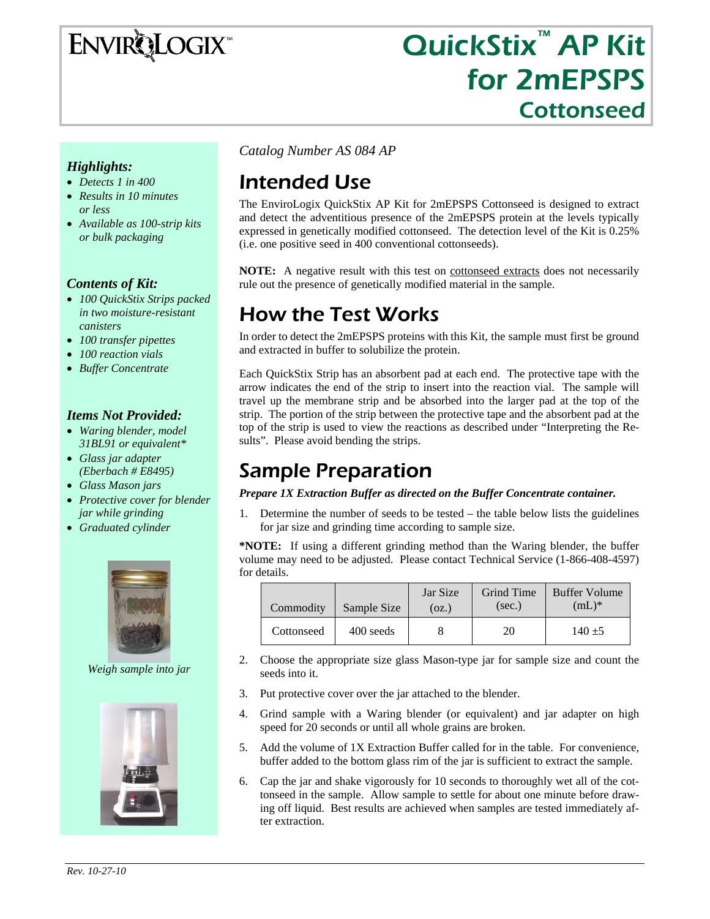# ENVIROLOGIX™

# QuickStix™ AP Kit for 2mEPSPS Cottonseed

### *Highlights:*

- *Detects 1 in 400*
- *Results in 10 minutes or less*
- *Available as 100-strip kits or bulk packaging*

### *Contents of Kit:*

- *100 QuickStix Strips packed in two moisture-resistant canisters*
- *100 transfer pipettes*
- *100 reaction vials*
- *Buffer Concentrate*

### *Items Not Provided:*

- *Waring blender, model 31BL91 or equivalent\**
- *Glass jar adapter (Eberbach # E8495)*
- *Glass Mason jars*
- *Protective cover for blender jar while grinding*
- *Graduated cylinder*

*Weigh sample into jar*

*Catalog Number AS 084 AP*

## Intended Use

The EnviroLogix QuickStix AP Kit for 2mEPSPS Cottonseed is designed to extract and detect the adventitious presence of the 2mEPSPS protein at the levels typically expressed in genetically modified cottonseed. The detection level of the Kit is 0.25% (i.e. one positive seed in 400 conventional cottonseeds).

**NOTE:** A negative result with this test on cottonseed extracts does not necessarily rule out the presence of genetically modified material in the sample.

## How the Test Works

In order to detect the 2mEPSPS proteins with this Kit, the sample must first be ground and extracted in buffer to solubilize the protein.

Each QuickStix Strip has an absorbent pad at each end. The protective tape with the arrow indicates the end of the strip to insert into the reaction vial. The sample will travel up the membrane strip and be absorbed into the larger pad at the top of the strip. The portion of the strip between the protective tape and the absorbent pad at the top of the strip is used to view the reactions as described under "Interpreting the Results". Please avoid bending the strips.

## Sample Preparation

***Prepare 1X Extraction Buffer as directed on the Buffer Concentrate container.***

1. Determine the number of seeds to be tested – the table below lists the guidelines for jar size and grinding time according to sample size.

**\*NOTE:** If using a different grinding method than the Waring blender, the buffer volume may need to be adjusted. Please contact Technical Service (1-866-408-4597) for details.

| Commodity | Sample Size | Jar Size (oz.) | Grind Time (sec.) | Buffer Volume (mL)* |
|---|---|---|---|---|
| Cottonseed | 400 seeds | 8 | 20 | 140 ±5 |

2. Choose the appropriate size glass Mason-type jar for sample size and count the seeds into it.
3. Put protective cover over the jar attached to the blender.
4. Grind sample with a Waring blender (or equivalent) and jar adapter on high speed for 20 seconds or until all whole grains are broken.
5. Add the volume of 1X Extraction Buffer called for in the table. For convenience, buffer added to the bottom glass rim of the jar is sufficient to extract the sample.
6. Cap the jar and shake vigorously for 10 seconds to thoroughly wet all of the cottonseed in the sample. Allow sample to settle for about one minute before drawing off liquid. Best results are achieved when samples are tested immediately after extraction.

*Rev. 10-27-10*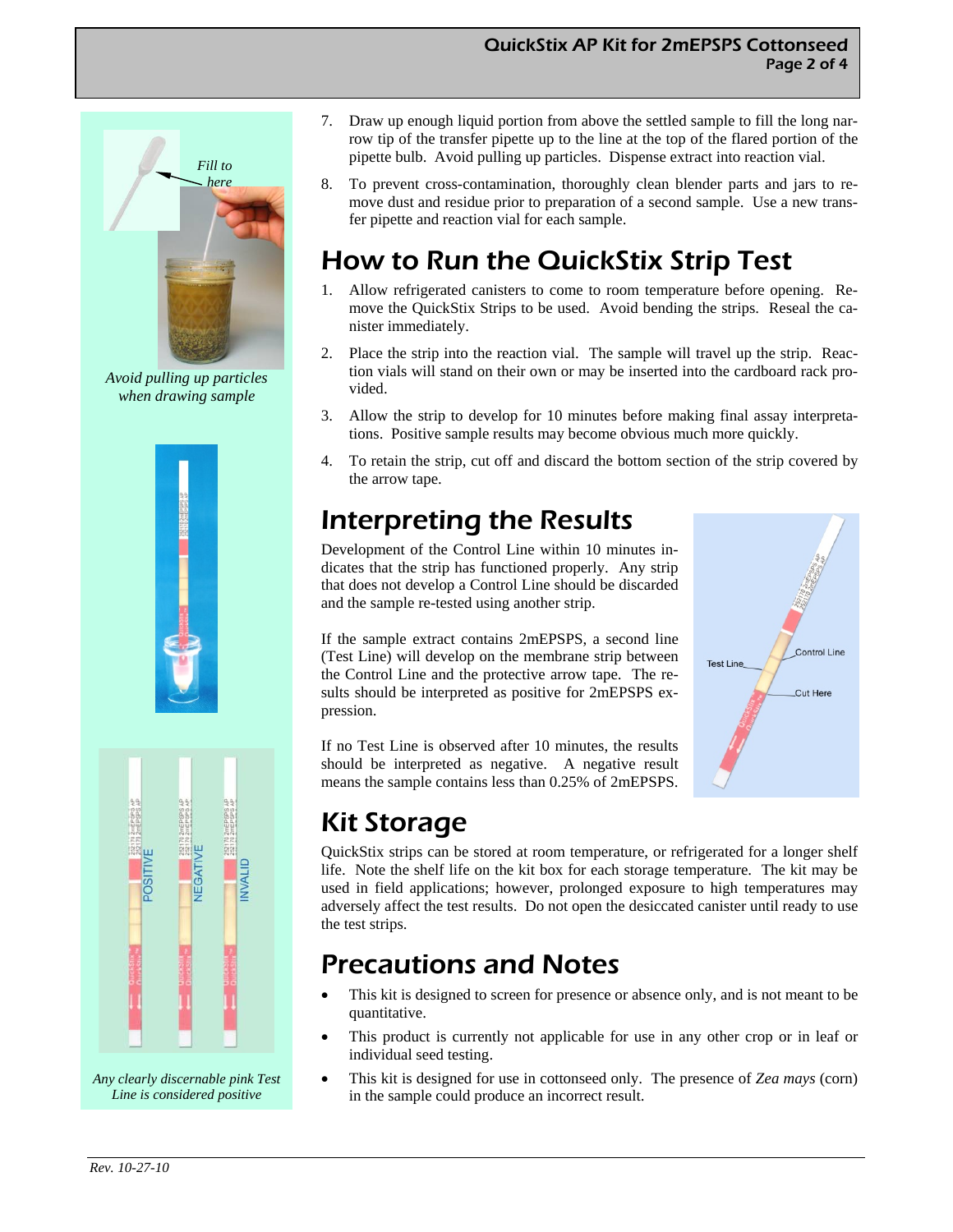*Fill to here*

*Avoid pulling up particles when drawing sample*

*Any clearly discernable pink Test Line is considered positive*

7. Draw up enough liquid portion from above the settled sample to fill the long narrow tip of the transfer pipette up to the line at the top of the flared portion of the pipette bulb. Avoid pulling up particles. Dispense extract into reaction vial.
8. To prevent cross-contamination, thoroughly clean blender parts and jars to remove dust and residue prior to preparation of a second sample. Use a new transfer pipette and reaction vial for each sample.

## How to Run the QuickStix Strip Test

1. Allow refrigerated canisters to come to room temperature before opening. Remove the QuickStix Strips to be used. Avoid bending the strips. Reseal the canister immediately.
2. Place the strip into the reaction vial. The sample will travel up the strip. Reaction vials will stand on their own or may be inserted into the cardboard rack provided.
3. Allow the strip to develop for 10 minutes before making final assay interpretations. Positive sample results may become obvious much more quickly.
4. To retain the strip, cut off and discard the bottom section of the strip covered by the arrow tape.

## Interpreting the Results

Development of the Control Line within 10 minutes indicates that the strip has functioned properly. Any strip that does not develop a Control Line should be discarded and the sample re-tested using another strip.

If the sample extract contains 2mEPSPS, a second line (Test Line) will develop on the membrane strip between the Control Line and the protective arrow tape. The results should be interpreted as positive for 2mEPSPS expression.

If no Test Line is observed after 10 minutes, the results should be interpreted as negative. A negative result means the sample contains less than 0.25% of 2mEPSPS.

## Kit Storage

QuickStix strips can be stored at room temperature, or refrigerated for a longer shelf life. Note the shelf life on the kit box for each storage temperature. The kit may be used in field applications; however, prolonged exposure to high temperatures may adversely affect the test results. Do not open the desiccated canister until ready to use the test strips.

## Precautions and Notes

- This kit is designed to screen for presence or absence only, and is not meant to be quantitative.
- This product is currently not applicable for use in any other crop or in leaf or individual seed testing.
- This kit is designed for use in cottonseed only. The presence of *Zea mays* (corn) in the sample could produce an incorrect result.

*Rev. 10-27-10*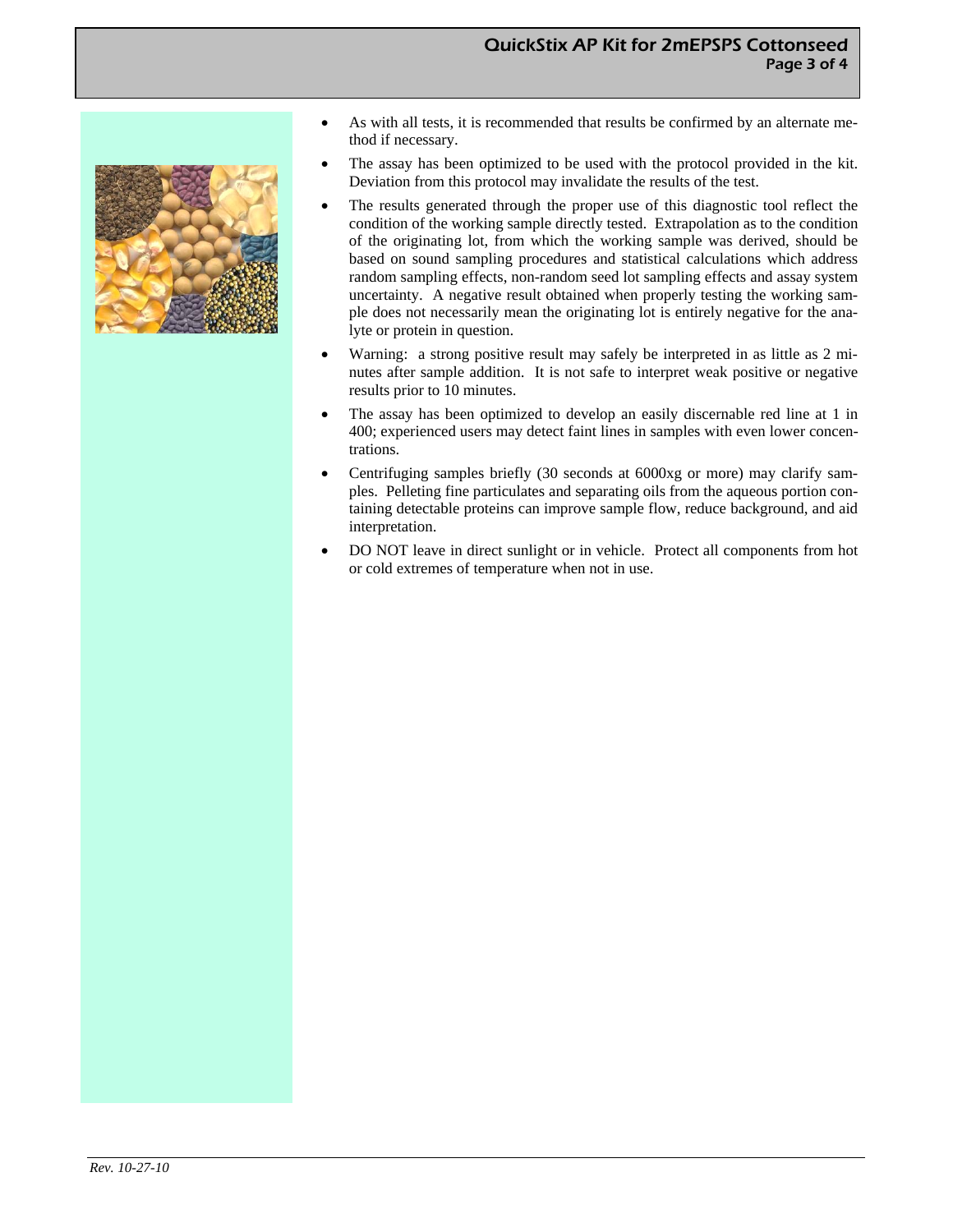- As with all tests, it is recommended that results be confirmed by an alternate method if necessary.
- The assay has been optimized to be used with the protocol provided in the kit. Deviation from this protocol may invalidate the results of the test.
- The results generated through the proper use of this diagnostic tool reflect the condition of the working sample directly tested. Extrapolation as to the condition of the originating lot, from which the working sample was derived, should be based on sound sampling procedures and statistical calculations which address random sampling effects, non-random seed lot sampling effects and assay system uncertainty. A negative result obtained when properly testing the working sample does not necessarily mean the originating lot is entirely negative for the analyte or protein in question.
- Warning: a strong positive result may safely be interpreted in as little as 2 minutes after sample addition. It is not safe to interpret weak positive or negative results prior to 10 minutes.
- The assay has been optimized to develop an easily discernable red line at 1 in 400; experienced users may detect faint lines in samples with even lower concentrations.
- Centrifuging samples briefly (30 seconds at 6000xg or more) may clarify samples. Pelleting fine particulates and separating oils from the aqueous portion containing detectable proteins can improve sample flow, reduce background, and aid interpretation.
- DO NOT leave in direct sunlight or in vehicle. Protect all components from hot or cold extremes of temperature when not in use.

*Rev. 10-27-10*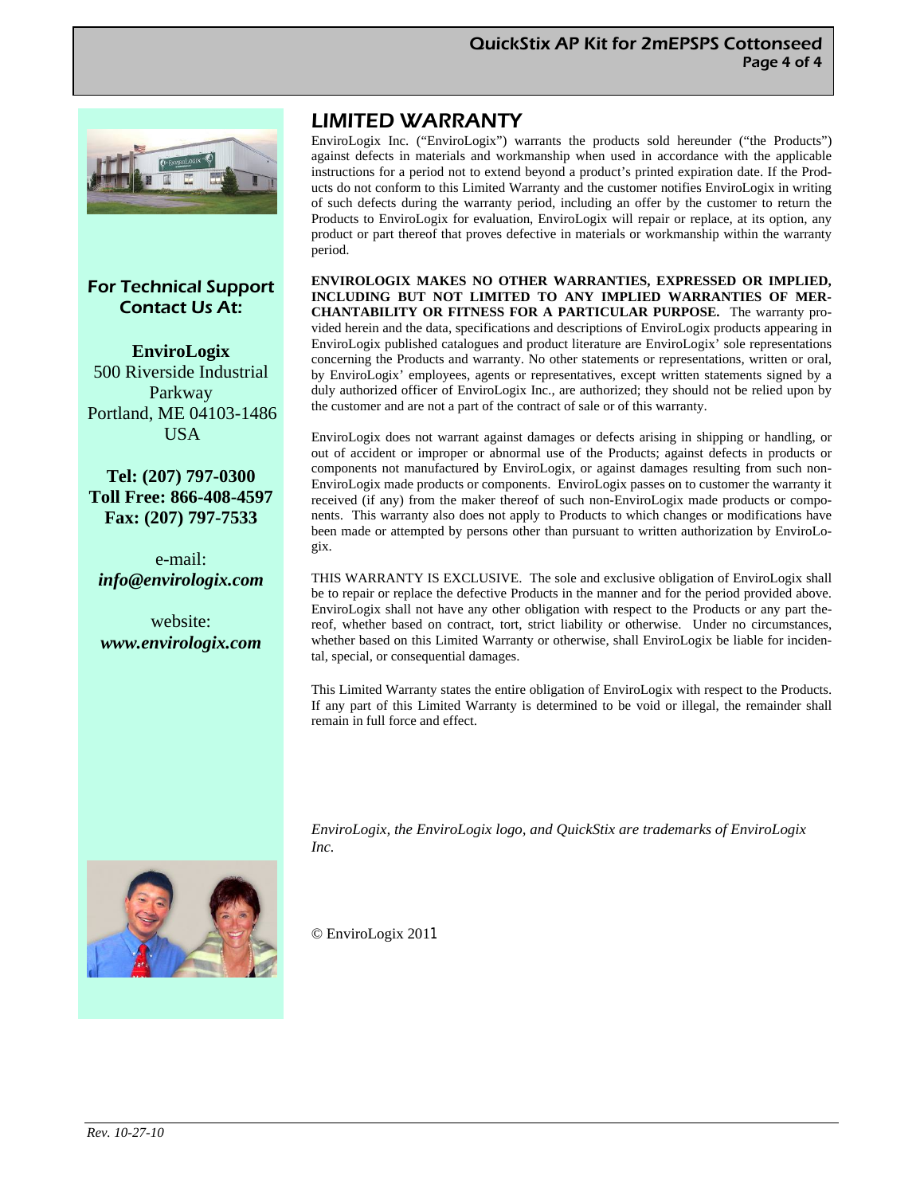### For Technical Support Contact Us At:

**EnviroLogix**
500 Riverside Industrial Parkway
Portland, ME 04103-1486
USA

**Tel: (207) 797-0300**
**Toll Free: 866-408-4597**
**Fax: (207) 797-7533**

e-mail:
***info@envirologix.com***

website:
***www.envirologix.com***

## LIMITED WARRANTY

EnviroLogix Inc. ("EnviroLogix") warrants the products sold hereunder ("the Products") against defects in materials and workmanship when used in accordance with the applicable instructions for a period not to extend beyond a product's printed expiration date. If the Products do not conform to this Limited Warranty and the customer notifies EnviroLogix in writing of such defects during the warranty period, including an offer by the customer to return the Products to EnviroLogix for evaluation, EnviroLogix will repair or replace, at its option, any product or part thereof that proves defective in materials or workmanship within the warranty period.

**ENVIROLOGIX MAKES NO OTHER WARRANTIES, EXPRESSED OR IMPLIED, INCLUDING BUT NOT LIMITED TO ANY IMPLIED WARRANTIES OF MERCHANTABILITY OR FITNESS FOR A PARTICULAR PURPOSE.** The warranty provided herein and the data, specifications and descriptions of EnviroLogix products appearing in EnviroLogix published catalogues and product literature are EnviroLogix' sole representations concerning the Products and warranty. No other statements or representations, written or oral, by EnviroLogix' employees, agents or representatives, except written statements signed by a duly authorized officer of EnviroLogix Inc., are authorized; they should not be relied upon by the customer and are not a part of the contract of sale or of this warranty.

EnviroLogix does not warrant against damages or defects arising in shipping or handling, or out of accident or improper or abnormal use of the Products; against defects in products or components not manufactured by EnviroLogix, or against damages resulting from such non-EnviroLogix made products or components. EnviroLogix passes on to customer the warranty it received (if any) from the maker thereof of such non-EnviroLogix made products or components. This warranty also does not apply to Products to which changes or modifications have been made or attempted by persons other than pursuant to written authorization by EnviroLogix.

THIS WARRANTY IS EXCLUSIVE. The sole and exclusive obligation of EnviroLogix shall be to repair or replace the defective Products in the manner and for the period provided above. EnviroLogix shall not have any other obligation with respect to the Products or any part thereof, whether based on contract, tort, strict liability or otherwise. Under no circumstances, whether based on this Limited Warranty or otherwise, shall EnviroLogix be liable for incidental, special, or consequential damages.

This Limited Warranty states the entire obligation of EnviroLogix with respect to the Products. If any part of this Limited Warranty is determined to be void or illegal, the remainder shall remain in full force and effect.

*EnviroLogix, the EnviroLogix logo, and QuickStix are trademarks of EnviroLogix Inc.*

© EnviroLogix 2011

*Rev. 10-27-10*